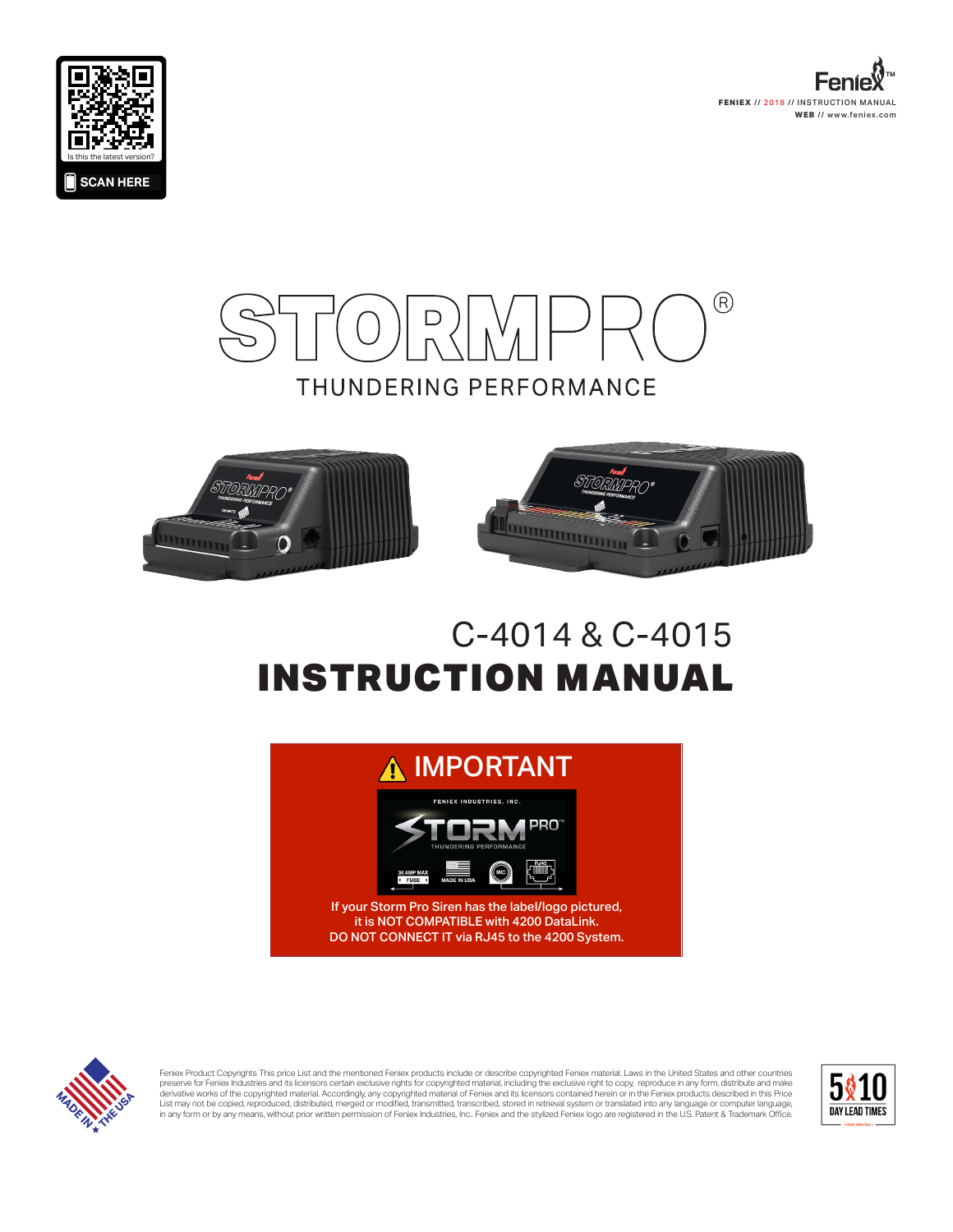Is this the latest version?

SCAN HERE

Feniex™

**FENIEX** // 2018 // INSTRUCTION MANUAL
**WEB** // www.feniex.com

# STORMPRO®

THUNDERING PERFORMANCE

# C-4014 & C-4015
# INSTRUCTION MANUAL

## ⚠ IMPORTANT

FENIEX INDUSTRIES, INC.
STORM PRO™
THUNDERING PERFORMANCE
30 AMP MAX FUSE | MADE IN USA | MIC | RJ45

If your Storm Pro Siren has the label/logo pictured, it is NOT COMPATIBLE with 4200 DataLink.
DO NOT CONNECT IT via RJ45 to the 4200 System.

MADE IN THE USA

Feniex Product Copyrights This price List and the mentioned Feniex products include or describe copyrighted Feniex material. Laws in the United States and other countries preserve for Feniex Industries and its licensors certain exclusive rights for copyrighted material, including the exclusive right to copy, reproduce in any form, distribute and make derivative works of the copyrighted material. Accordingly, any copyrighted material of Feniex and its licensors contained herein or in the Feniex products described in this Price List may not be copied, reproduced, distributed, merged or modified, transmitted, transcribed, stored in retrieval system or translated into any language or computer language, in any form or by any means, without prior written permission of Feniex Industries, Inc.. Feniex and the stylized Feniex logo are registered in the U.S. Patent & Trademark Office.

5 10 DAY LEAD TIMES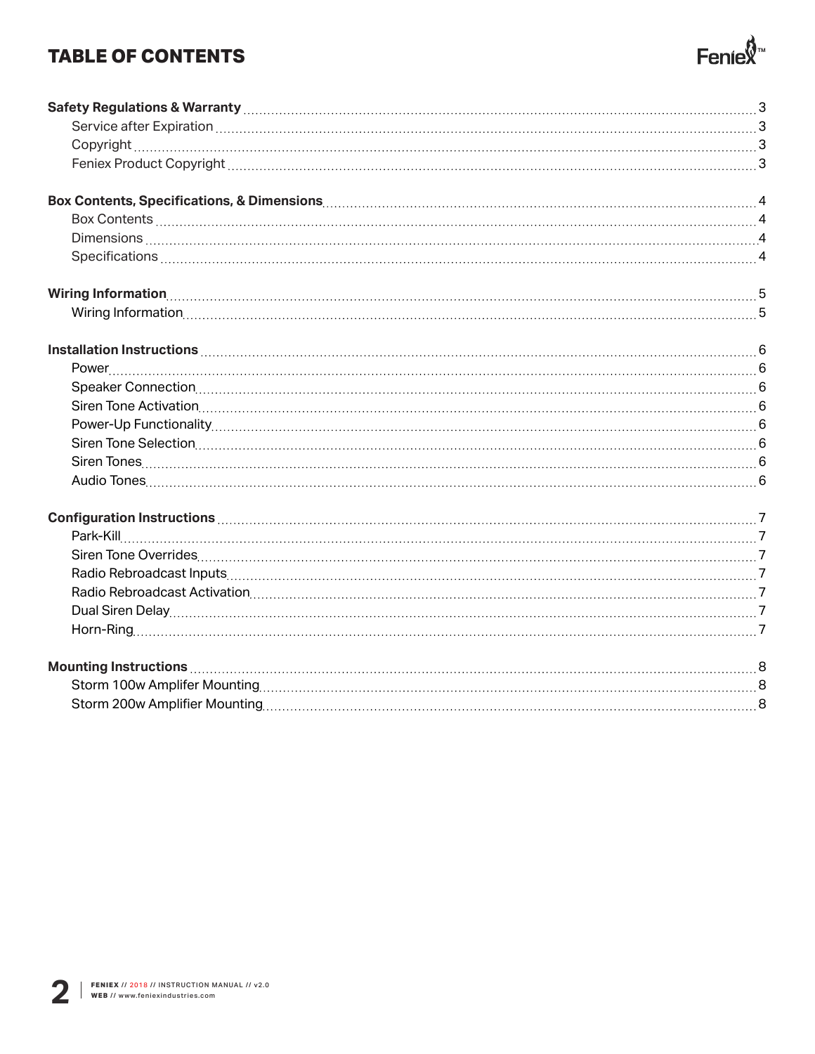# TABLE OF CONTENTS

**Safety Regulations & Warranty** ..... 3
- Service after Expiration ..... 3
- Copyright ..... 3
- Feniex Product Copyright ..... 3

**Box Contents, Specifications, & Dimensions** ..... 4
- Box Contents ..... 4
- Dimensions ..... 4
- Specifications ..... 4

**Wiring Information** ..... 5
- Wiring Information ..... 5

**Installation Instructions** ..... 6
- Power ..... 6
- Speaker Connection ..... 6
- Siren Tone Activation ..... 6
- Power-Up Functionality ..... 6
- Siren Tone Selection ..... 6
- Siren Tones ..... 6
- Audio Tones ..... 6

**Configuration Instructions** ..... 7
- Park-Kill ..... 7
- Siren Tone Overrides ..... 7
- Radio Rebroadcast Inputs ..... 7
- Radio Rebroadcast Activation ..... 7
- Dual Siren Delay ..... 7
- Horn-Ring ..... 7

**Mounting Instructions** ..... 8
- Storm 100w Amplifer Mounting ..... 8
- Storm 200w Amplifier Mounting ..... 8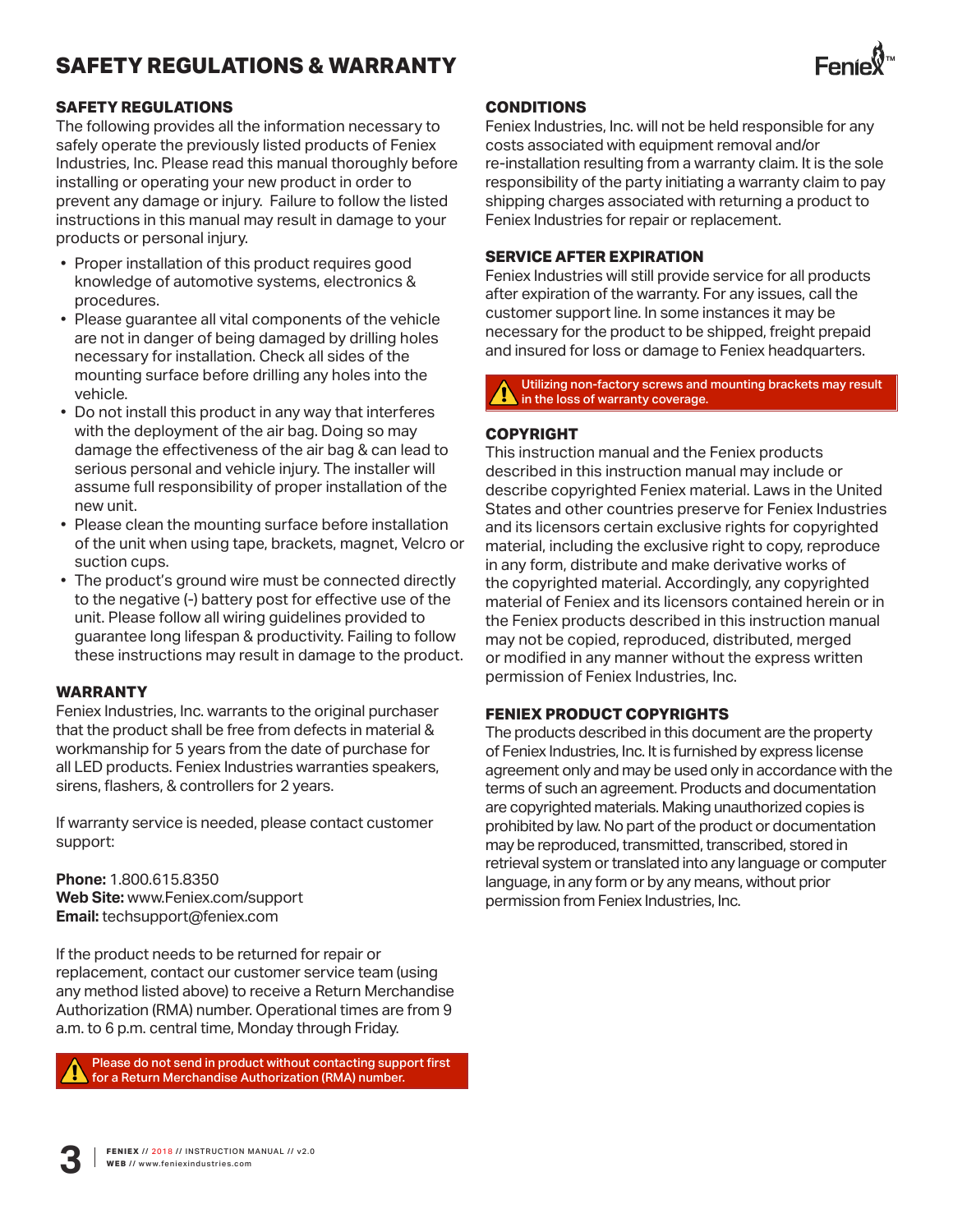# SAFETY REGULATIONS & WARRANTY

## SAFETY REGULATIONS

The following provides all the information necessary to safely operate the previously listed products of Feniex Industries, Inc. Please read this manual thoroughly before installing or operating your new product in order to prevent any damage or injury. Failure to follow the listed instructions in this manual may result in damage to your products or personal injury.

- Proper installation of this product requires good knowledge of automotive systems, electronics & procedures.
- Please guarantee all vital components of the vehicle are not in danger of being damaged by drilling holes necessary for installation. Check all sides of the mounting surface before drilling any holes into the vehicle.
- Do not install this product in any way that interferes with the deployment of the air bag. Doing so may damage the effectiveness of the air bag & can lead to serious personal and vehicle injury. The installer will assume full responsibility of proper installation of the new unit.
- Please clean the mounting surface before installation of the unit when using tape, brackets, magnet, Velcro or suction cups.
- The product's ground wire must be connected directly to the negative (-) battery post for effective use of the unit. Please follow all wiring guidelines provided to guarantee long lifespan & productivity. Failing to follow these instructions may result in damage to the product.

## WARRANTY

Feniex Industries, Inc. warrants to the original purchaser that the product shall be free from defects in material & workmanship for 5 years from the date of purchase for all LED products. Feniex Industries warranties speakers, sirens, flashers, & controllers for 2 years.

If warranty service is needed, please contact customer support:

**Phone:** 1.800.615.8350
**Web Site:** www.Feniex.com/support
**Email:** techsupport@feniex.com

If the product needs to be returned for repair or replacement, contact our customer service team (using any method listed above) to receive a Return Merchandise Authorization (RMA) number. Operational times are from 9 a.m. to 6 p.m. central time, Monday through Friday.

**Please do not send in product without contacting support first for a Return Merchandise Authorization (RMA) number.**

## CONDITIONS

Feniex Industries, Inc. will not be held responsible for any costs associated with equipment removal and/or re-installation resulting from a warranty claim. It is the sole responsibility of the party initiating a warranty claim to pay shipping charges associated with returning a product to Feniex Industries for repair or replacement.

## SERVICE AFTER EXPIRATION

Feniex Industries will still provide service for all products after expiration of the warranty. For any issues, call the customer support line. In some instances it may be necessary for the product to be shipped, freight prepaid and insured for loss or damage to Feniex headquarters.

**Utilizing non-factory screws and mounting brackets may result in the loss of warranty coverage.**

## COPYRIGHT

This instruction manual and the Feniex products described in this instruction manual may include or describe copyrighted Feniex material. Laws in the United States and other countries preserve for Feniex Industries and its licensors certain exclusive rights for copyrighted material, including the exclusive right to copy, reproduce in any form, distribute and make derivative works of the copyrighted material. Accordingly, any copyrighted material of Feniex and its licensors contained herein or in the Feniex products described in this instruction manual may not be copied, reproduced, distributed, merged or modified in any manner without the express written permission of Feniex Industries, Inc.

## FENIEX PRODUCT COPYRIGHTS

The products described in this document are the property of Feniex Industries, Inc. It is furnished by express license agreement only and may be used only in accordance with the terms of such an agreement. Products and documentation are copyrighted materials. Making unauthorized copies is prohibited by law. No part of the product or documentation may be reproduced, transmitted, transcribed, stored in retrieval system or translated into any language or computer language, in any form or by any means, without prior permission from Feniex Industries, Inc.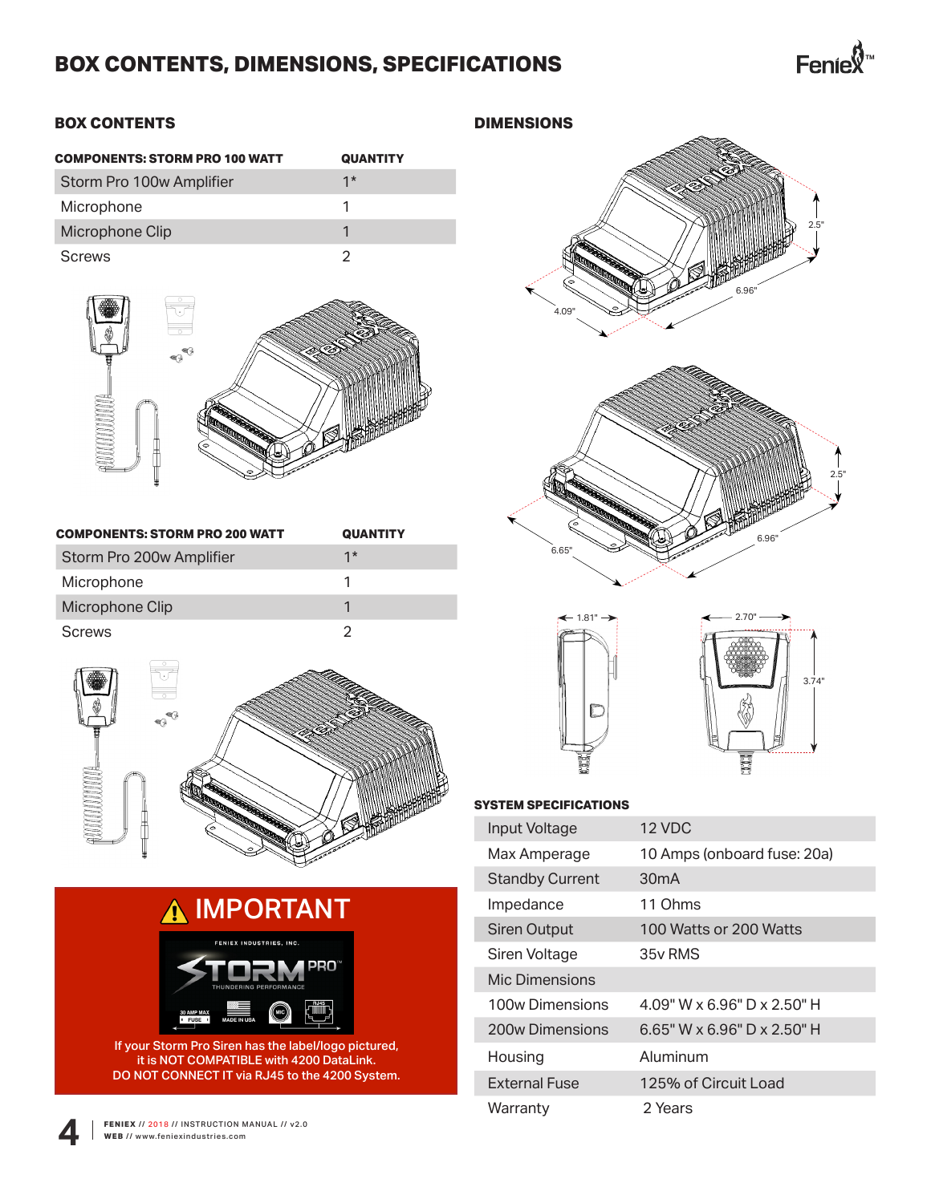# BOX CONTENTS, DIMENSIONS, SPECIFICATIONS

## BOX CONTENTS

| COMPONENTS: STORM PRO 100 WATT | QUANTITY |
|---|---|
| Storm Pro 100w Amplifier | 1* |
| Microphone | 1 |
| Microphone Clip | 1 |
| Screws | 2 |

| COMPONENTS: STORM PRO 200 WATT | QUANTITY |
|---|---|
| Storm Pro 200w Amplifier | 1* |
| Microphone | 1 |
| Microphone Clip | 1 |
| Screws | 2 |

### ⚠ IMPORTANT

FENIEX INDUSTRIES, INC.

STORM PRO™

THUNDERING PERFORMANCE

30 AMP MAX FUSE | MADE IN USA | MIC | RJ45

If your Storm Pro Siren has the label/logo pictured, it is NOT COMPATIBLE with 4200 DataLink. DO NOT CONNECT IT via RJ45 to the 4200 System.

## DIMENSIONS

2.5"
6.96"
4.09"

2.5"
6.96"
6.65"

1.81"
2.70"
3.74"

### SYSTEM SPECIFICATIONS

| | |
|---|---|
| Input Voltage | 12 VDC |
| Max Amperage | 10 Amps (onboard fuse: 20a) |
| Standby Current | 30mA |
| Impedance | 11 Ohms |
| Siren Output | 100 Watts or 200 Watts |
| Siren Voltage | 35v RMS |
| Mic Dimensions | |
| 100w Dimensions | 4.09" W x 6.96" D x 2.50" H |
| 200w Dimensions | 6.65" W x 6.96" D x 2.50" H |
| Housing | Aluminum |
| External Fuse | 125% of Circuit Load |
| Warranty | 2 Years |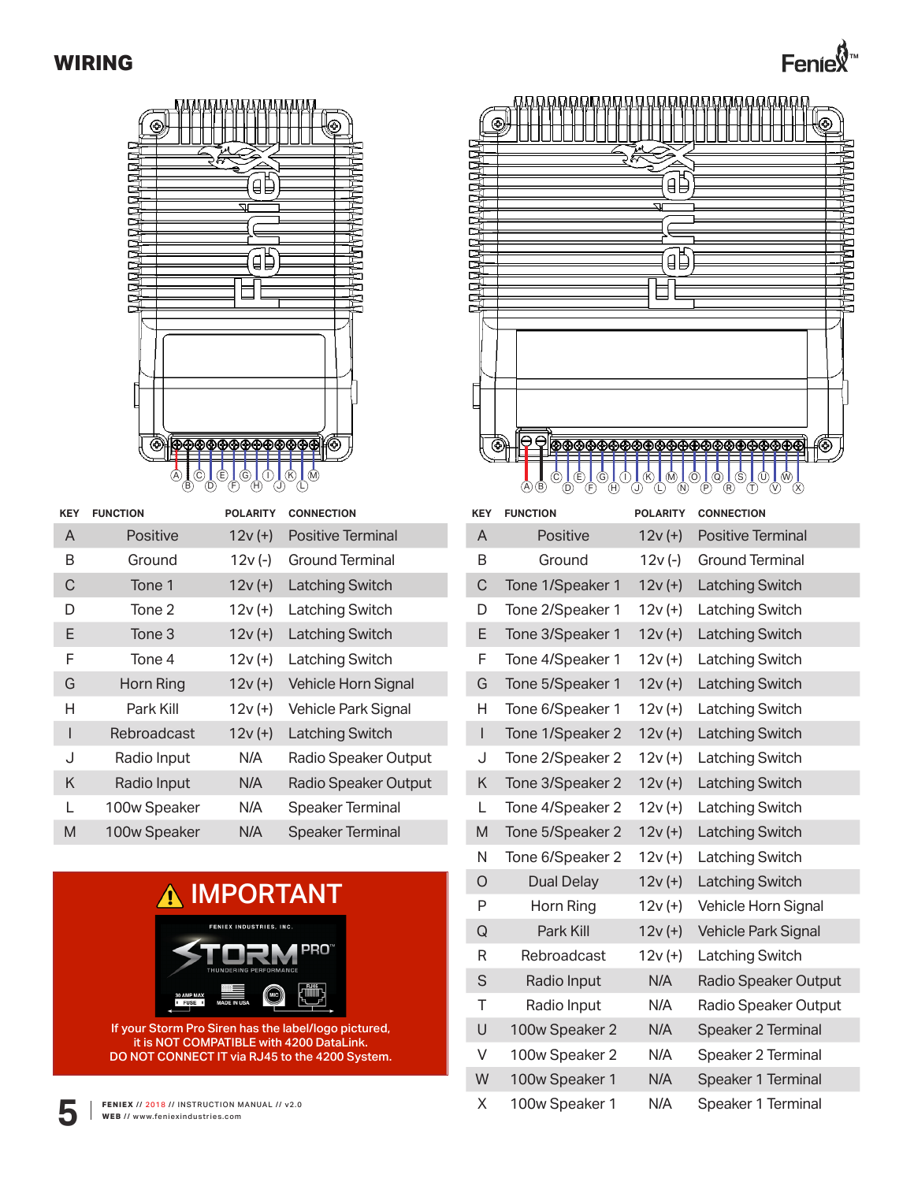# WIRING

| KEY | FUNCTION | POLARITY | CONNECTION |
|---|---|---|---|
| A | Positive | 12v (+) | Positive Terminal |
| B | Ground | 12v (-) | Ground Terminal |
| C | Tone 1 | 12v (+) | Latching Switch |
| D | Tone 2 | 12v (+) | Latching Switch |
| E | Tone 3 | 12v (+) | Latching Switch |
| F | Tone 4 | 12v (+) | Latching Switch |
| G | Horn Ring | 12v (+) | Vehicle Horn Signal |
| H | Park Kill | 12v (+) | Vehicle Park Signal |
| I | Rebroadcast | 12v (+) | Latching Switch |
| J | Radio Input | N/A | Radio Speaker Output |
| K | Radio Input | N/A | Radio Speaker Output |
| L | 100w Speaker | N/A | Speaker Terminal |
| M | 100w Speaker | N/A | Speaker Terminal |

## ⚠ IMPORTANT

If your Storm Pro Siren has the label/logo pictured, it is NOT COMPATIBLE with 4200 DataLink. DO NOT CONNECT IT via RJ45 to the 4200 System.

| KEY | FUNCTION | POLARITY | CONNECTION |
|---|---|---|---|
| A | Positive | 12v (+) | Positive Terminal |
| B | Ground | 12v (-) | Ground Terminal |
| C | Tone 1/Speaker 1 | 12v (+) | Latching Switch |
| D | Tone 2/Speaker 1 | 12v (+) | Latching Switch |
| E | Tone 3/Speaker 1 | 12v (+) | Latching Switch |
| F | Tone 4/Speaker 1 | 12v (+) | Latching Switch |
| G | Tone 5/Speaker 1 | 12v (+) | Latching Switch |
| H | Tone 6/Speaker 1 | 12v (+) | Latching Switch |
| I | Tone 1/Speaker 2 | 12v (+) | Latching Switch |
| J | Tone 2/Speaker 2 | 12v (+) | Latching Switch |
| K | Tone 3/Speaker 2 | 12v (+) | Latching Switch |
| L | Tone 4/Speaker 2 | 12v (+) | Latching Switch |
| M | Tone 5/Speaker 2 | 12v (+) | Latching Switch |
| N | Tone 6/Speaker 2 | 12v (+) | Latching Switch |
| O | Dual Delay | 12v (+) | Latching Switch |
| P | Horn Ring | 12v (+) | Vehicle Horn Signal |
| Q | Park Kill | 12v (+) | Vehicle Park Signal |
| R | Rebroadcast | 12v (+) | Latching Switch |
| S | Radio Input | N/A | Radio Speaker Output |
| T | Radio Input | N/A | Radio Speaker Output |
| U | 100w Speaker 2 | N/A | Speaker 2 Terminal |
| V | 100w Speaker 2 | N/A | Speaker 2 Terminal |
| W | 100w Speaker 1 | N/A | Speaker 1 Terminal |
| X | 100w Speaker 1 | N/A | Speaker 1 Terminal |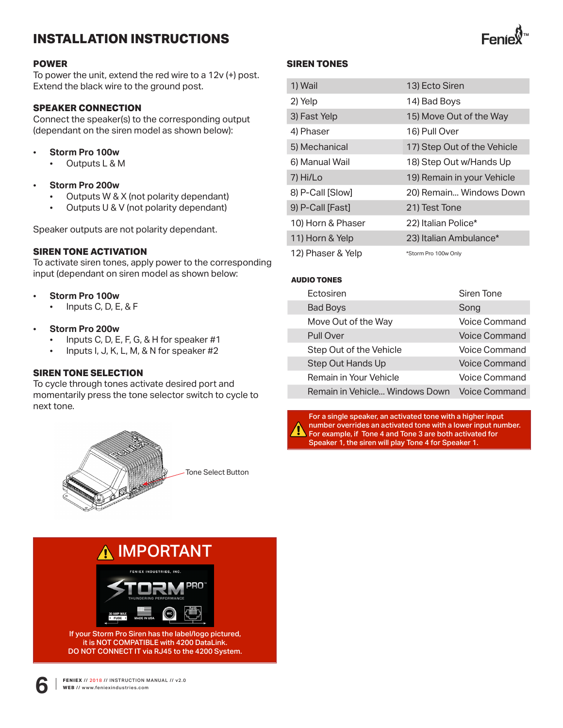# INSTALLATION INSTRUCTIONS

## POWER

To power the unit, extend the red wire to a 12v (+) post. Extend the black wire to the ground post.

## SPEAKER CONNECTION

Connect the speaker(s) to the corresponding output (dependant on the siren model as shown below):

- **Storm Pro 100w**
  - Outputs L & M
- **Storm Pro 200w**
  - Outputs W & X (not polarity dependant)
  - Outputs U & V (not polarity dependant)

Speaker outputs are not polarity dependant.

## SIREN TONE ACTIVATION

To activate siren tones, apply power to the corresponding input (dependant on siren model as shown below:

- **Storm Pro 100w**
  - Inputs C, D, E, & F
- **Storm Pro 200w**
  - Inputs C, D, E, F, G, & H for speaker #1
  - Inputs I, J, K, L, M, & N for speaker #2

## SIREN TONE SELECTION

To cycle through tones activate desired port and momentarily press the tone selector switch to cycle to next tone.

Tone Select Button

**⚠ IMPORTANT**

FENIEX INDUSTRIES, INC. STORM PRO THUNDERING PERFORMANCE 30 AMP MAX FUSE MADE IN USA MIC RJ45

If your Storm Pro Siren has the label/logo pictured, it is NOT COMPATIBLE with 4200 DataLink. DO NOT CONNECT IT via RJ45 to the 4200 System.

## SIREN TONES

| | |
|---|---|
| 1) Wail | 13) Ecto Siren |
| 2) Yelp | 14) Bad Boys |
| 3) Fast Yelp | 15) Move Out of the Way |
| 4) Phaser | 16) Pull Over |
| 5) Mechanical | 17) Step Out of the Vehicle |
| 6) Manual Wail | 18) Step Out w/Hands Up |
| 7) Hi/Lo | 19) Remain in your Vehicle |
| 8) P-Call [Slow] | 20) Remain... Windows Down |
| 9) P-Call [Fast] | 21) Test Tone |
| 10) Horn & Phaser | 22) Italian Police* |
| 11) Horn & Yelp | 23) Italian Ambulance* |
| 12) Phaser & Yelp | *Storm Pro 100w Only |

### AUDIO TONES

| | |
|---|---|
| Ectosiren | Siren Tone |
| Bad Boys | Song |
| Move Out of the Way | Voice Command |
| Pull Over | Voice Command |
| Step Out of the Vehicle | Voice Command |
| Step Out Hands Up | Voice Command |
| Remain in Your Vehicle | Voice Command |
| Remain in Vehicle... Windows Down | Voice Command |

⚠ For a single speaker, an activated tone with a higher input number overrides an activated tone with a lower input number. For example, if Tone 4 and Tone 3 are both activated for Speaker 1, the siren will play Tone 4 for Speaker 1.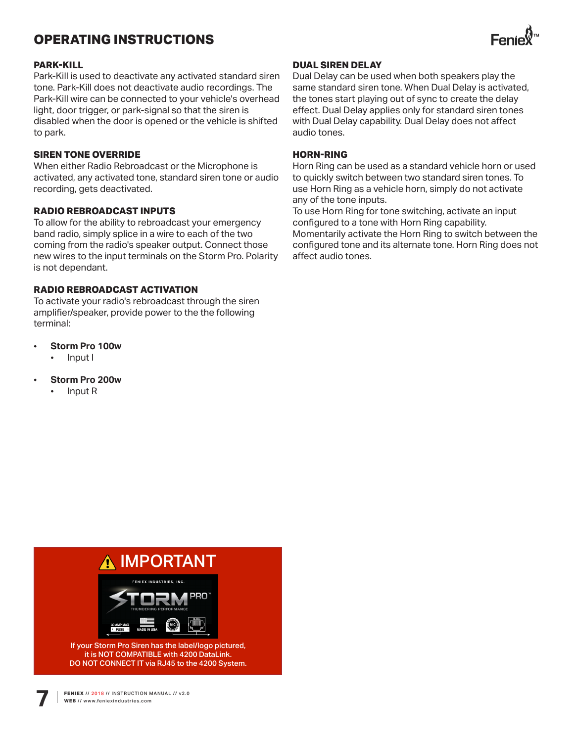# OPERATING INSTRUCTIONS

### PARK-KILL

Park-Kill is used to deactivate any activated standard siren tone. Park-Kill does not deactivate audio recordings. The Park-Kill wire can be connected to your vehicle's overhead light, door trigger, or park-signal so that the siren is disabled when the door is opened or the vehicle is shifted to park.

### SIREN TONE OVERRIDE

When either Radio Rebroadcast or the Microphone is activated, any activated tone, standard siren tone or audio recording, gets deactivated.

### RADIO REBROADCAST INPUTS

To allow for the ability to rebroadcast your emergency band radio, simply splice in a wire to each of the two coming from the radio's speaker output. Connect those new wires to the input terminals on the Storm Pro. Polarity is not dependant.

### RADIO REBROADCAST ACTIVATION

To activate your radio's rebroadcast through the siren amplifier/speaker, provide power to the the following terminal:

- **Storm Pro 100w**
    - Input I
- **Storm Pro 200w**
    - Input R

### DUAL SIREN DELAY

Dual Delay can be used when both speakers play the same standard siren tone. When Dual Delay is activated, the tones start playing out of sync to create the delay effect. Dual Delay applies only for standard siren tones with Dual Delay capability. Dual Delay does not affect audio tones.

### HORN-RING

Horn Ring can be used as a standard vehicle horn or used to quickly switch between two standard siren tones. To use Horn Ring as a vehicle horn, simply do not activate any of the tone inputs.

To use Horn Ring for tone switching, activate an input configured to a tone with Horn Ring capability. Momentarily activate the Horn Ring to switch between the configured tone and its alternate tone. Horn Ring does not affect audio tones.

## ⚠ IMPORTANT

If your Storm Pro Siren has the label/logo pictured, it is NOT COMPATIBLE with 4200 DataLink.
DO NOT CONNECT IT via RJ45 to the 4200 System.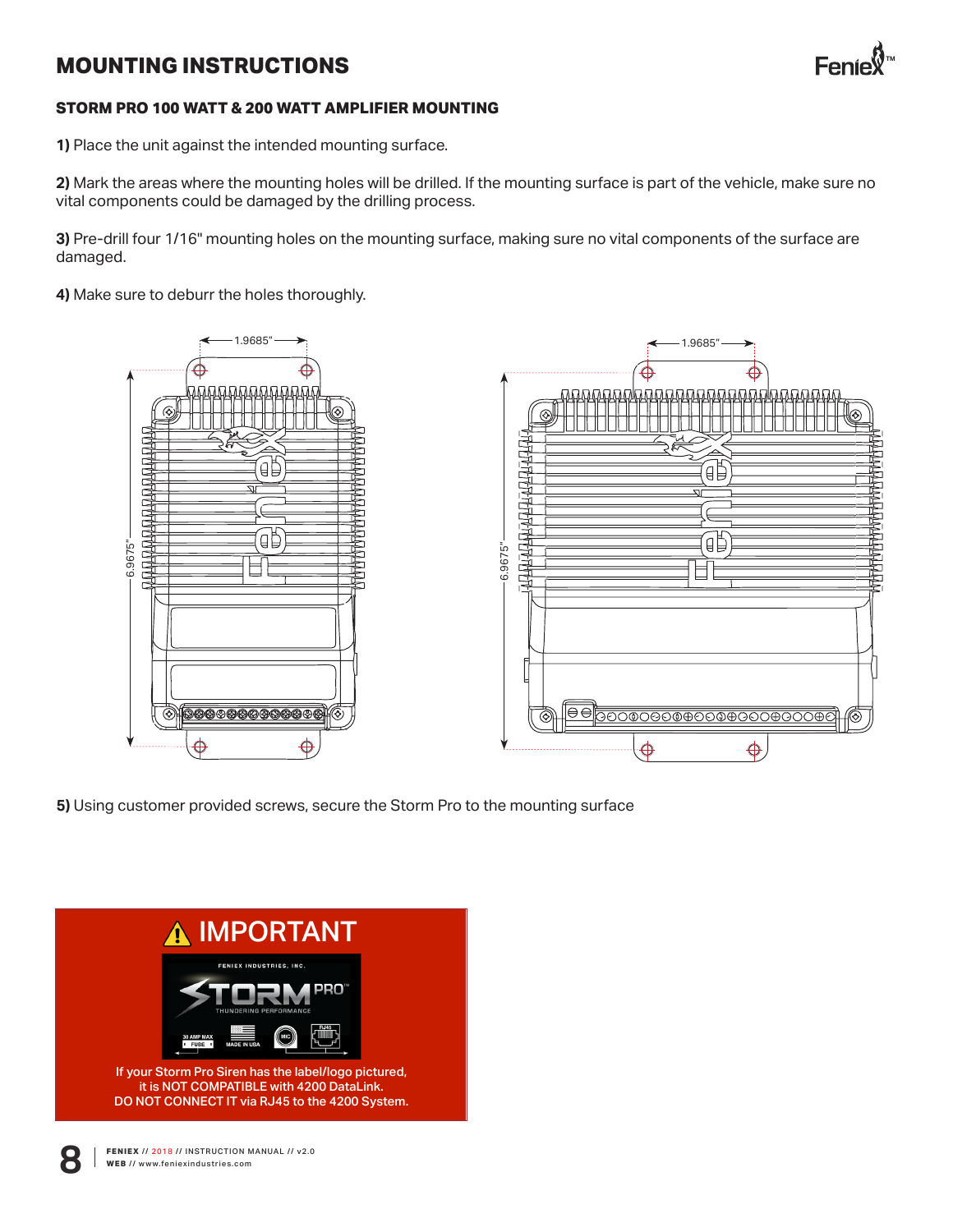# MOUNTING INSTRUCTIONS

### STORM PRO 100 WATT & 200 WATT AMPLIFIER MOUNTING

**1)** Place the unit against the intended mounting surface.

**2)** Mark the areas where the mounting holes will be drilled. If the mounting surface is part of the vehicle, make sure no vital components could be damaged by the drilling process.

**3)** Pre-drill four 1/16" mounting holes on the mounting surface, making sure no vital components of the surface are damaged.

**4)** Make sure to deburr the holes thoroughly.

1.9685"

6.9675"

1.9685"

6.9675"

**5)** Using customer provided screws, secure the Storm Pro to the mounting surface

## ⚠ IMPORTANT

If your Storm Pro Siren has the label/logo pictured, it is NOT COMPATIBLE with 4200 DataLink. DO NOT CONNECT IT via RJ45 to the 4200 System.